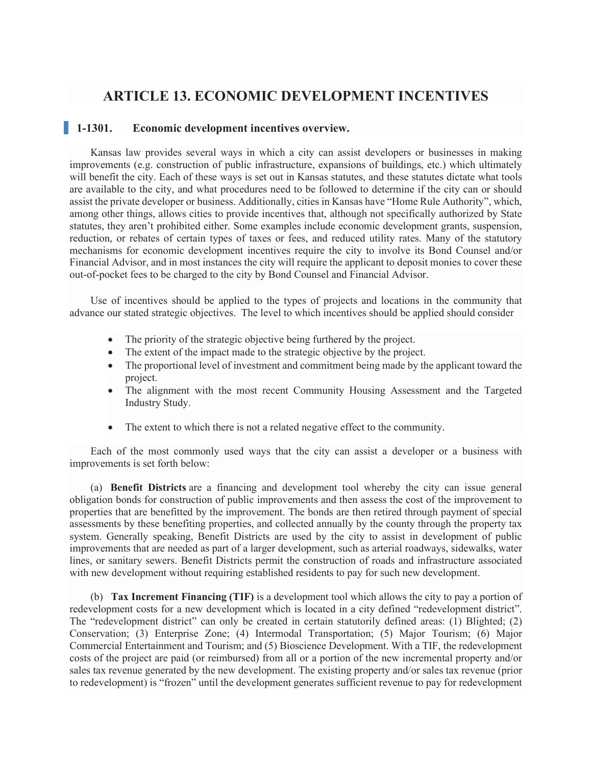# ARTICLE 13. ECONOMIC DEVELOPMENT INCENTIVES

## 1-1301. Economic development incentives overview.

Kansas law provides several ways in which a city can assist developers or businesses in making improvements (e.g. construction of public infrastructure, expansions of buildings, etc.) which ultimately will benefit the city. Each of these ways is set out in Kansas statutes, and these statutes dictate what tools are available to the city, and what procedures need to be followed to determine if the city can or should assist the private developer or business. Additionally, cities in Kansas have "Home Rule Authority", which, among other things, allows cities to provide incentives that, although not specifically authorized by State statutes, they aren't prohibited either. Some examples include economic development grants, suspension, reduction, or rebates of certain types of taxes or fees, and reduced utility rates. Many of the statutory mechanisms for economic development incentives require the city to involve its Bond Counsel and/or Financial Advisor, and in most instances the city will require the applicant to deposit monies to cover these out-of-pocket fees to be charged to the city by Bond Counsel and Financial Advisor.

Use of incentives should be applied to the types of projects and locations in the community that advance our stated strategic objectives. The level to which incentives should be applied should consider

- The priority of the strategic objective being furthered by the project.
- The extent of the impact made to the strategic objective by the project.
- The proportional level of investment and commitment being made by the applicant toward the project.
- The alignment with the most recent Community Housing Assessment and the Targeted Industry Study.
- The extent to which there is not a related negative effect to the community.

Each of the most commonly used ways that the city can assist a developer or a business with improvements is set forth below:

(a) **Benefit Districts** are a financing and development tool whereby the city can issue general obligation bonds for construction of public improvements and then assess the cost of the improvement to properties that are benefitted by the improvement. The bonds are then retired through payment of special assessments by these benefiting properties, and collected annually by the county through the property tax system. Generally speaking, Benefit Districts are used by the city to assist in development of public improvements that are needed as part of a larger development, such as arterial roadways, sidewalks, water lines, or sanitary sewers. Benefit Districts permit the construction of roads and infrastructure associated with new development without requiring established residents to pay for such new development.

(b) **Tax Increment Financing (TIF)** is a development tool which allows the city to pay a portion of redevelopment costs for a new development which is located in a city defined "redevelopment district". The "redevelopment district" can only be created in certain statutorily defined areas: (1) Blighted; (2) Conservation; (3) Enterprise Zone; (4) Intermodal Transportation; (5) Major Tourism; (6) Major Commercial Entertainment and Tourism; and (5) Bioscience Development. With a TIF, the redevelopment costs of the project are paid (or reimbursed) from all or a portion of the new incremental property and/or sales tax revenue generated by the new development. The existing property and/or sales tax revenue (prior to redevelopment) is "frozen" until the development generates sufficient revenue to pay for redevelopment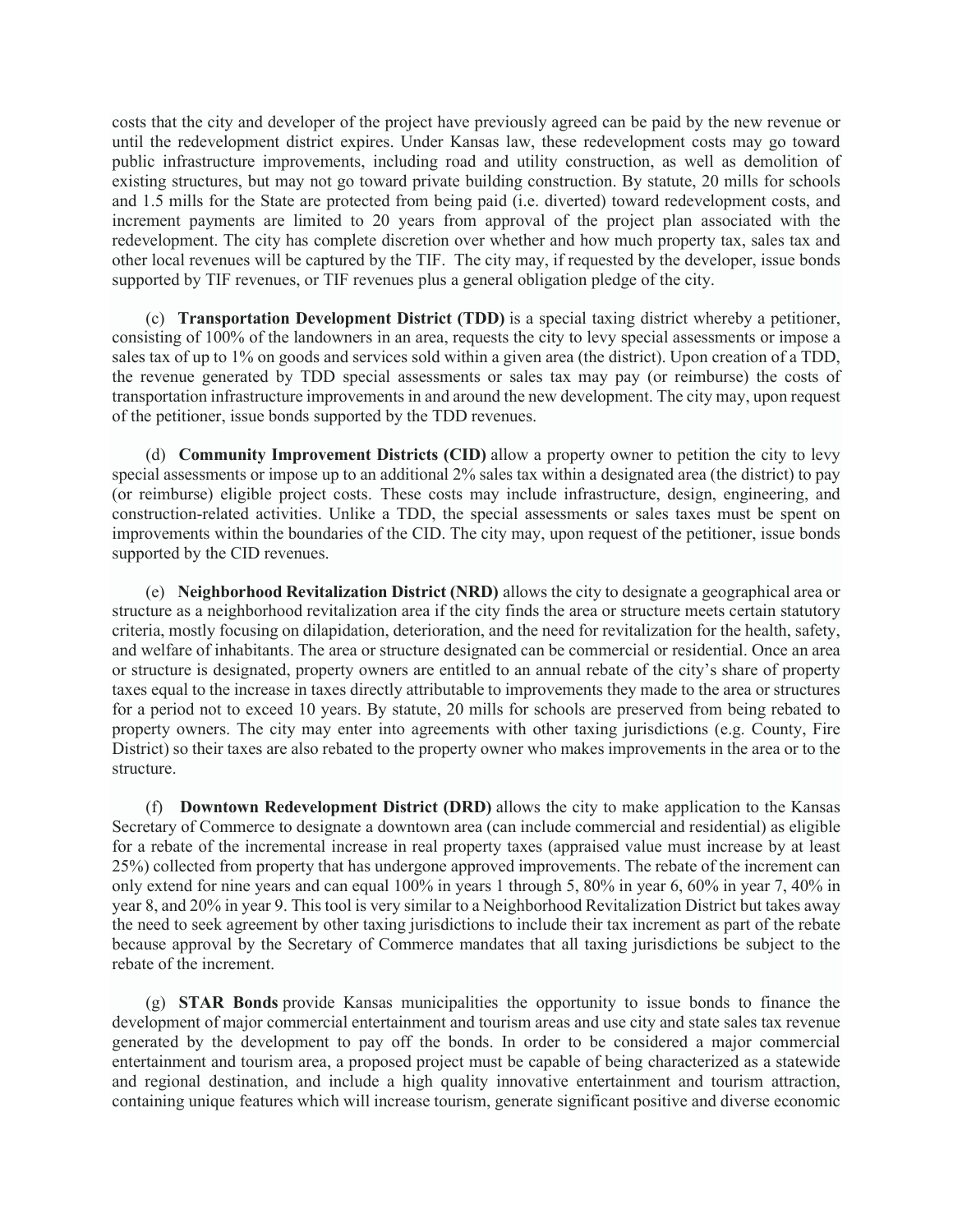costs that the city and developer of the project have previously agreed can be paid by the new revenue or until the redevelopment district expires. Under Kansas law, these redevelopment costs may go toward public infrastructure improvements, including road and utility construction, as well as demolition of existing structures, but may not go toward private building construction. By statute, 20 mills for schools and 1.5 mills for the State are protected from being paid (i.e. diverted) toward redevelopment costs, and increment payments are limited to 20 years from approval of the project plan associated with the redevelopment. The city has complete discretion over whether and how much property tax, sales tax and other local revenues will be captured by the TIF. The city may, if requested by the developer, issue bonds supported by TIF revenues, or TIF revenues plus a general obligation pledge of the city.

(c) **Transportation Development District (TDD)** is a special taxing district whereby a petitioner, consisting of 100% of the landowners in an area, requests the city to levy special assessments or impose a sales tax of up to 1% on goods and services sold within a given area (the district). Upon creation of a TDD, the revenue generated by TDD special assessments or sales tax may pay (or reimburse) the costs of transportation infrastructure improvements in and around the new development. The city may, upon request of the petitioner, issue bonds supported by the TDD revenues.

(d) **Community Improvement Districts (CID)** allow a property owner to petition the city to levy special assessments or impose up to an additional 2% sales tax within a designated area (the district) to pay (or reimburse) eligible project costs. These costs may include infrastructure, design, engineering, and construction-related activities. Unlike a TDD, the special assessments or sales taxes must be spent on improvements within the boundaries of the CID. The city may, upon request of the petitioner, issue bonds supported by the CID revenues.

(e) **Neighborhood Revitalization District (NRD)** allows the city to designate a geographical area or structure as a neighborhood revitalization area if the city finds the area or structure meets certain statutory criteria, mostly focusing on dilapidation, deterioration, and the need for revitalization for the health, safety, and welfare of inhabitants. The area or structure designated can be commercial or residential. Once an area or structure is designated, property owners are entitled to an annual rebate of the city's share of property taxes equal to the increase in taxes directly attributable to improvements they made to the area or structures for a period not to exceed 10 years. By statute, 20 mills for schools are preserved from being rebated to property owners. The city may enter into agreements with other taxing jurisdictions (e.g. County, Fire District) so their taxes are also rebated to the property owner who makes improvements in the area or to the structure.

(f) **Downtown Redevelopment District (DRD)** allows the city to make application to the Kansas Secretary of Commerce to designate a downtown area (can include commercial and residential) as eligible for a rebate of the incremental increase in real property taxes (appraised value must increase by at least 25%) collected from property that has undergone approved improvements. The rebate of the increment can only extend for nine years and can equal 100% in years 1 through 5, 80% in year 6, 60% in year 7, 40% in year 8, and 20% in year 9. This tool is very similar to a Neighborhood Revitalization District but takes away the need to seek agreement by other taxing jurisdictions to include their tax increment as part of the rebate because approval by the Secretary of Commerce mandates that all taxing jurisdictions be subject to the rebate of the increment.

(g) **STAR Bonds** provide Kansas municipalities the opportunity to issue bonds to finance the development of major commercial entertainment and tourism areas and use city and state sales tax revenue generated by the development to pay off the bonds. In order to be considered a major commercial entertainment and tourism area, a proposed project must be capable of being characterized as a statewide and regional destination, and include a high quality innovative entertainment and tourism attraction, containing unique features which will increase tourism, generate significant positive and diverse economic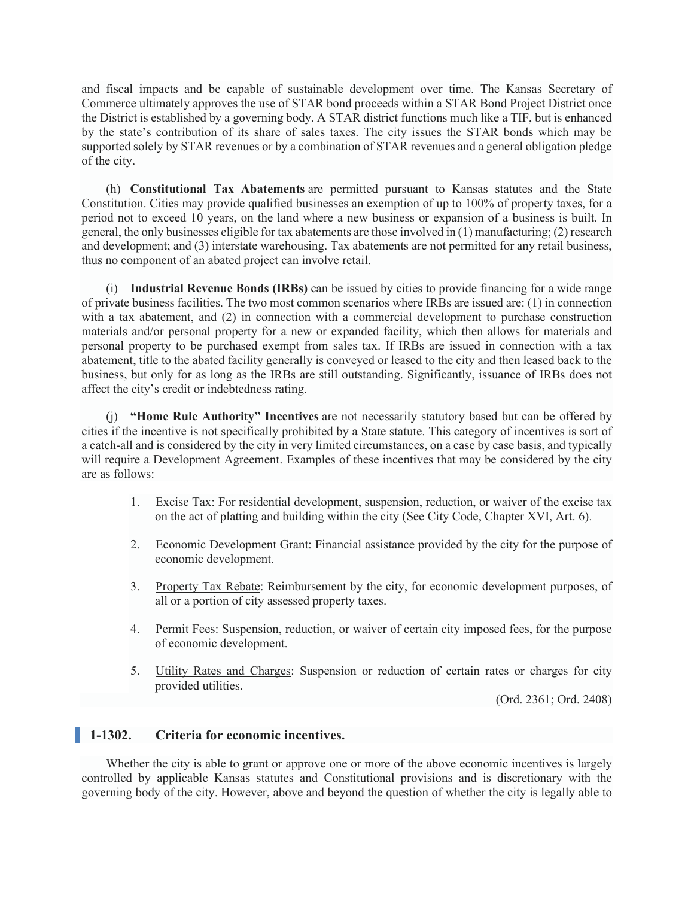and fiscal impacts and be capable of sustainable development over time. The Kansas Secretary of Commerce ultimately approves the use of STAR bond proceeds within a STAR Bond Project District once the District is established by a governing body. A STAR district functions much like a TIF, but is enhanced by the state's contribution of its share of sales taxes. The city issues the STAR bonds which may be supported solely by STAR revenues or by a combination of STAR revenues and a general obligation pledge of the city.

(h) **Constitutional Tax Abatements** are permitted pursuant to Kansas statutes and the State Constitution. Cities may provide qualified businesses an exemption of up to 100% of property taxes, for a period not to exceed 10 years, on the land where a new business or expansion of a business is built. In general, the only businesses eligible for tax abatements are those involved in (1) manufacturing; (2) research and development; and (3) interstate warehousing. Tax abatements are not permitted for any retail business, thus no component of an abated project can involve retail.

(i) **Industrial Revenue Bonds (IRBs)** can be issued by cities to provide financing for a wide range of private business facilities. The two most common scenarios where IRBs are issued are: (1) in connection with a tax abatement, and (2) in connection with a commercial development to purchase construction materials and/or personal property for a new or expanded facility, which then allows for materials and personal property to be purchased exempt from sales tax. If IRBs are issued in connection with a tax abatement, title to the abated facility generally is conveyed or leased to the city and then leased back to the business, but only for as long as the IRBs are still outstanding. Significantly, issuance of IRBs does not affect the city's credit or indebtedness rating.

(j) **"Home Rule Authority" Incentives** are not necessarily statutory based but can be offered by cities if the incentive is not specifically prohibited by a State statute. This category of incentives is sort of a catch-all and is considered by the city in very limited circumstances, on a case by case basis, and typically will require a Development Agreement. Examples of these incentives that may be considered by the city are as follows:

1. Excise Tax: For residential development, suspension, reduction, or waiver of the excise tax on the act of platting and building within the city (See City Code, Chapter XVI, Art. 6).

2. Economic Development Grant: Financial assistance provided by the city for the purpose of economic development.

3. Property Tax Rebate: Reimbursement by the city, for economic development purposes, of all or a portion of city assessed property taxes.

4. Permit Fees: Suspension, reduction, or waiver of certain city imposed fees, for the purpose of economic development.

5. Utility Rates and Charges: Suspension or reduction of certain rates or charges for city provided utilities.

(Ord. 2361; Ord. 2408)

## 1-1302. Criteria for economic incentives.

Whether the city is able to grant or approve one or more of the above economic incentives is largely controlled by applicable Kansas statutes and Constitutional provisions and is discretionary with the governing body of the city. However, above and beyond the question of whether the city is legally able to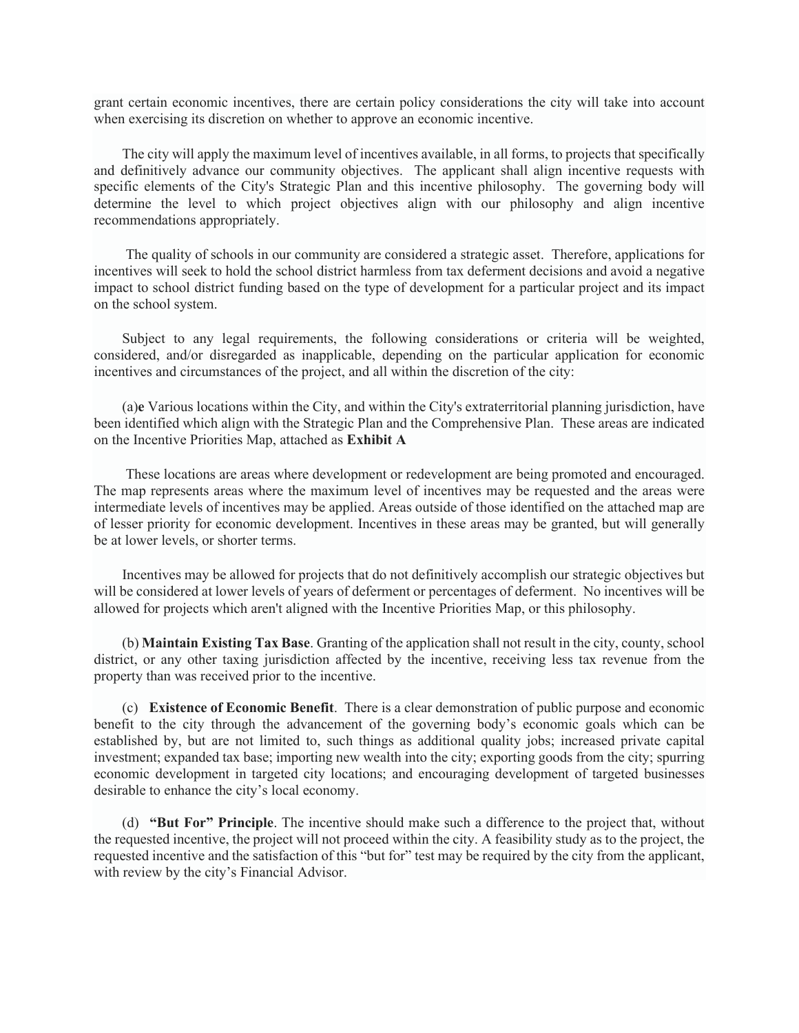grant certain economic incentives, there are certain policy considerations the city will take into account when exercising its discretion on whether to approve an economic incentive.

The city will apply the maximum level of incentives available, in all forms, to projects that specifically and definitively advance our community objectives. The applicant shall align incentive requests with specific elements of the City's Strategic Plan and this incentive philosophy. The governing body will determine the level to which project objectives align with our philosophy and align incentive recommendations appropriately.

The quality of schools in our community are considered a strategic asset. Therefore, applications for incentives will seek to hold the school district harmless from tax deferment decisions and avoid a negative impact to school district funding based on the type of development for a particular project and its impact on the school system.

Subject to any legal requirements, the following considerations or criteria will be weighted, considered, and/or disregarded as inapplicable, depending on the particular application for economic incentives and circumstances of the project, and all within the discretion of the city:

(a)**e** Various locations within the City, and within the City's extraterritorial planning jurisdiction, have been identified which align with the Strategic Plan and the Comprehensive Plan. These areas are indicated on the Incentive Priorities Map, attached as **Exhibit A**

These locations are areas where development or redevelopment are being promoted and encouraged. The map represents areas where the maximum level of incentives may be requested and the areas were intermediate levels of incentives may be applied. Areas outside of those identified on the attached map are of lesser priority for economic development. Incentives in these areas may be granted, but will generally be at lower levels, or shorter terms.

Incentives may be allowed for projects that do not definitively accomplish our strategic objectives but will be considered at lower levels of years of deferment or percentages of deferment. No incentives will be allowed for projects which aren't aligned with the Incentive Priorities Map, or this philosophy.

(b) **Maintain Existing Tax Base**. Granting of the application shall not result in the city, county, school district, or any other taxing jurisdiction affected by the incentive, receiving less tax revenue from the property than was received prior to the incentive.

(c) **Existence of Economic Benefit**. There is a clear demonstration of public purpose and economic benefit to the city through the advancement of the governing body's economic goals which can be established by, but are not limited to, such things as additional quality jobs; increased private capital investment; expanded tax base; importing new wealth into the city; exporting goods from the city; spurring economic development in targeted city locations; and encouraging development of targeted businesses desirable to enhance the city's local economy.

(d) **"But For" Principle**. The incentive should make such a difference to the project that, without the requested incentive, the project will not proceed within the city. A feasibility study as to the project, the requested incentive and the satisfaction of this "but for" test may be required by the city from the applicant, with review by the city's Financial Advisor.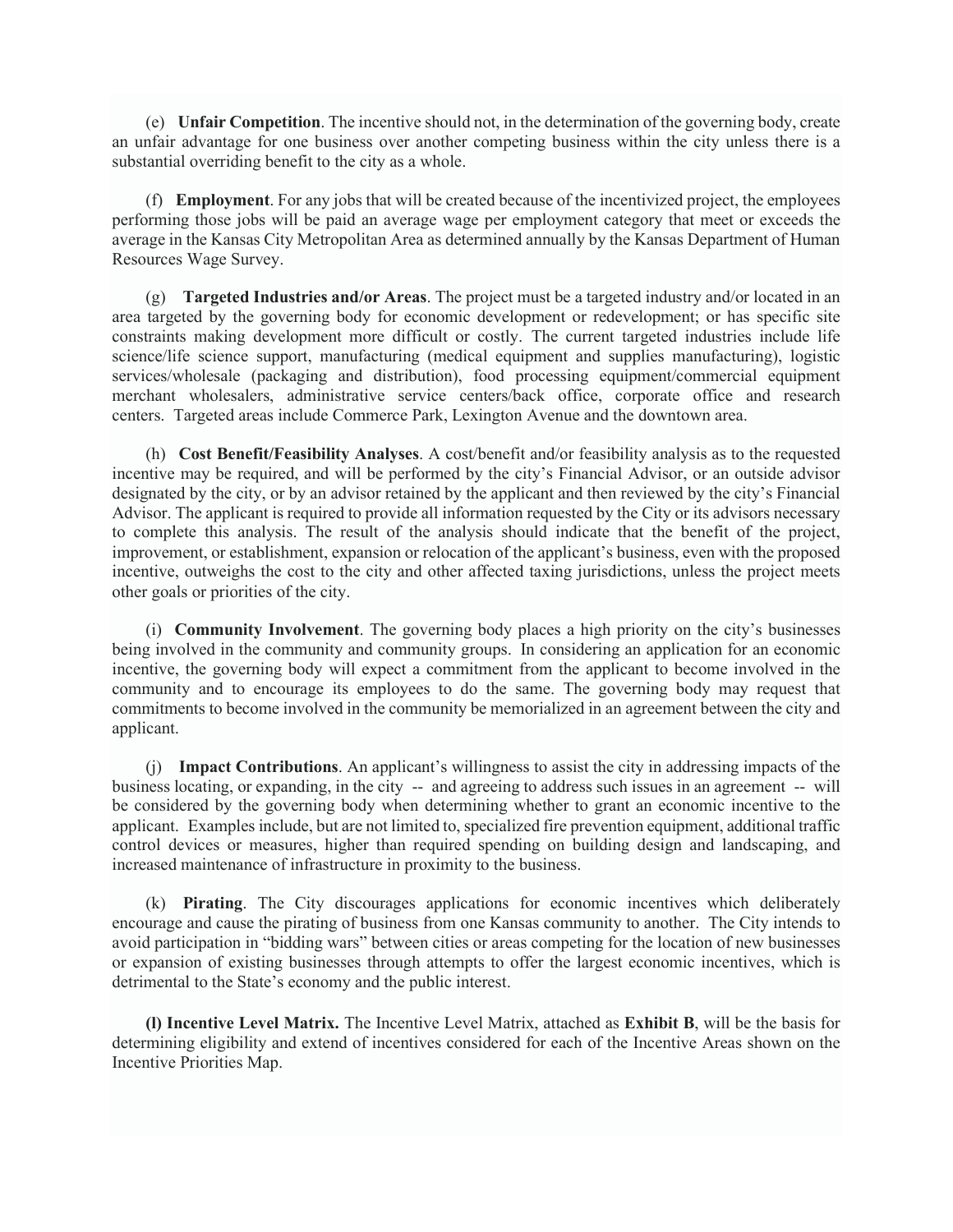(e) **Unfair Competition**. The incentive should not, in the determination of the governing body, create an unfair advantage for one business over another competing business within the city unless there is a substantial overriding benefit to the city as a whole.

(f) **Employment**. For any jobs that will be created because of the incentivized project, the employees performing those jobs will be paid an average wage per employment category that meet or exceeds the average in the Kansas City Metropolitan Area as determined annually by the Kansas Department of Human Resources Wage Survey.

(g) **Targeted Industries and/or Areas**. The project must be a targeted industry and/or located in an area targeted by the governing body for economic development or redevelopment; or has specific site constraints making development more difficult or costly. The current targeted industries include life science/life science support, manufacturing (medical equipment and supplies manufacturing), logistic services/wholesale (packaging and distribution), food processing equipment/commercial equipment merchant wholesalers, administrative service centers/back office, corporate office and research centers. Targeted areas include Commerce Park, Lexington Avenue and the downtown area.

(h) **Cost Benefit/Feasibility Analyses**. A cost/benefit and/or feasibility analysis as to the requested incentive may be required, and will be performed by the city's Financial Advisor, or an outside advisor designated by the city, or by an advisor retained by the applicant and then reviewed by the city's Financial Advisor. The applicant is required to provide all information requested by the City or its advisors necessary to complete this analysis. The result of the analysis should indicate that the benefit of the project, improvement, or establishment, expansion or relocation of the applicant's business, even with the proposed incentive, outweighs the cost to the city and other affected taxing jurisdictions, unless the project meets other goals or priorities of the city.

(i) **Community Involvement**. The governing body places a high priority on the city's businesses being involved in the community and community groups. In considering an application for an economic incentive, the governing body will expect a commitment from the applicant to become involved in the community and to encourage its employees to do the same. The governing body may request that commitments to become involved in the community be memorialized in an agreement between the city and applicant.

(j) **Impact Contributions**. An applicant's willingness to assist the city in addressing impacts of the business locating, or expanding, in the city -- and agreeing to address such issues in an agreement -- will be considered by the governing body when determining whether to grant an economic incentive to the applicant. Examples include, but are not limited to, specialized fire prevention equipment, additional traffic control devices or measures, higher than required spending on building design and landscaping, and increased maintenance of infrastructure in proximity to the business.

(k) **Pirating**. The City discourages applications for economic incentives which deliberately encourage and cause the pirating of business from one Kansas community to another. The City intends to avoid participation in "bidding wars" between cities or areas competing for the location of new businesses or expansion of existing businesses through attempts to offer the largest economic incentives, which is detrimental to the State's economy and the public interest.

**(l) Incentive Level Matrix.** The Incentive Level Matrix, attached as **Exhibit B**, will be the basis for determining eligibility and extend of incentives considered for each of the Incentive Areas shown on the Incentive Priorities Map.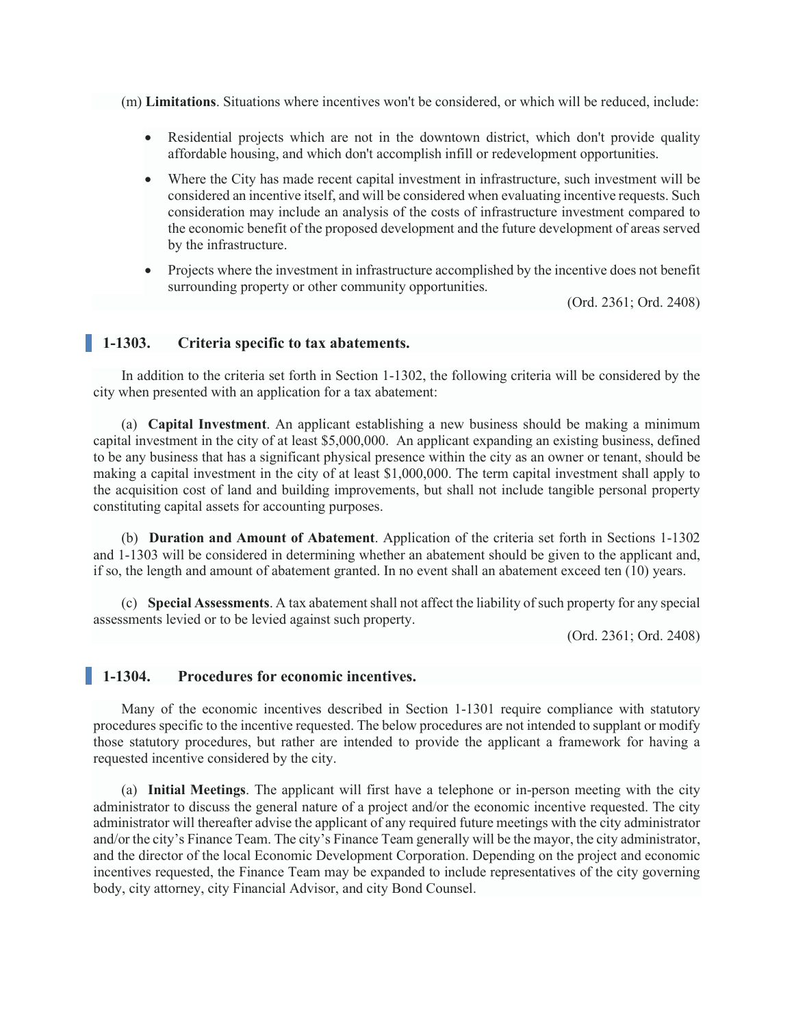(m) **Limitations**. Situations where incentives won't be considered, or which will be reduced, include:

- Residential projects which are not in the downtown district, which don't provide quality affordable housing, and which don't accomplish infill or redevelopment opportunities.
- Where the City has made recent capital investment in infrastructure, such investment will be considered an incentive itself, and will be considered when evaluating incentive requests. Such consideration may include an analysis of the costs of infrastructure investment compared to the economic benefit of the proposed development and the future development of areas served by the infrastructure.
- Projects where the investment in infrastructure accomplished by the incentive does not benefit surrounding property or other community opportunities.

(Ord. 2361; Ord. 2408)

## 1-1303. Criteria specific to tax abatements.

In addition to the criteria set forth in Section 1-1302, the following criteria will be considered by the city when presented with an application for a tax abatement:

(a) **Capital Investment**. An applicant establishing a new business should be making a minimum capital investment in the city of at least $5,000,000. An applicant expanding an existing business, defined to be any business that has a significant physical presence within the city as an owner or tenant, should be making a capital investment in the city of at least $1,000,000. The term capital investment shall apply to the acquisition cost of land and building improvements, but shall not include tangible personal property constituting capital assets for accounting purposes.

(b) **Duration and Amount of Abatement**. Application of the criteria set forth in Sections 1-1302 and 1-1303 will be considered in determining whether an abatement should be given to the applicant and, if so, the length and amount of abatement granted. In no event shall an abatement exceed ten (10) years.

(c) **Special Assessments**. A tax abatement shall not affect the liability of such property for any special assessments levied or to be levied against such property.

(Ord. 2361; Ord. 2408)

## 1-1304. Procedures for economic incentives.

Many of the economic incentives described in Section 1-1301 require compliance with statutory procedures specific to the incentive requested. The below procedures are not intended to supplant or modify those statutory procedures, but rather are intended to provide the applicant a framework for having a requested incentive considered by the city.

(a) **Initial Meetings**. The applicant will first have a telephone or in-person meeting with the city administrator to discuss the general nature of a project and/or the economic incentive requested. The city administrator will thereafter advise the applicant of any required future meetings with the city administrator and/or the city's Finance Team. The city's Finance Team generally will be the mayor, the city administrator, and the director of the local Economic Development Corporation. Depending on the project and economic incentives requested, the Finance Team may be expanded to include representatives of the city governing body, city attorney, city Financial Advisor, and city Bond Counsel.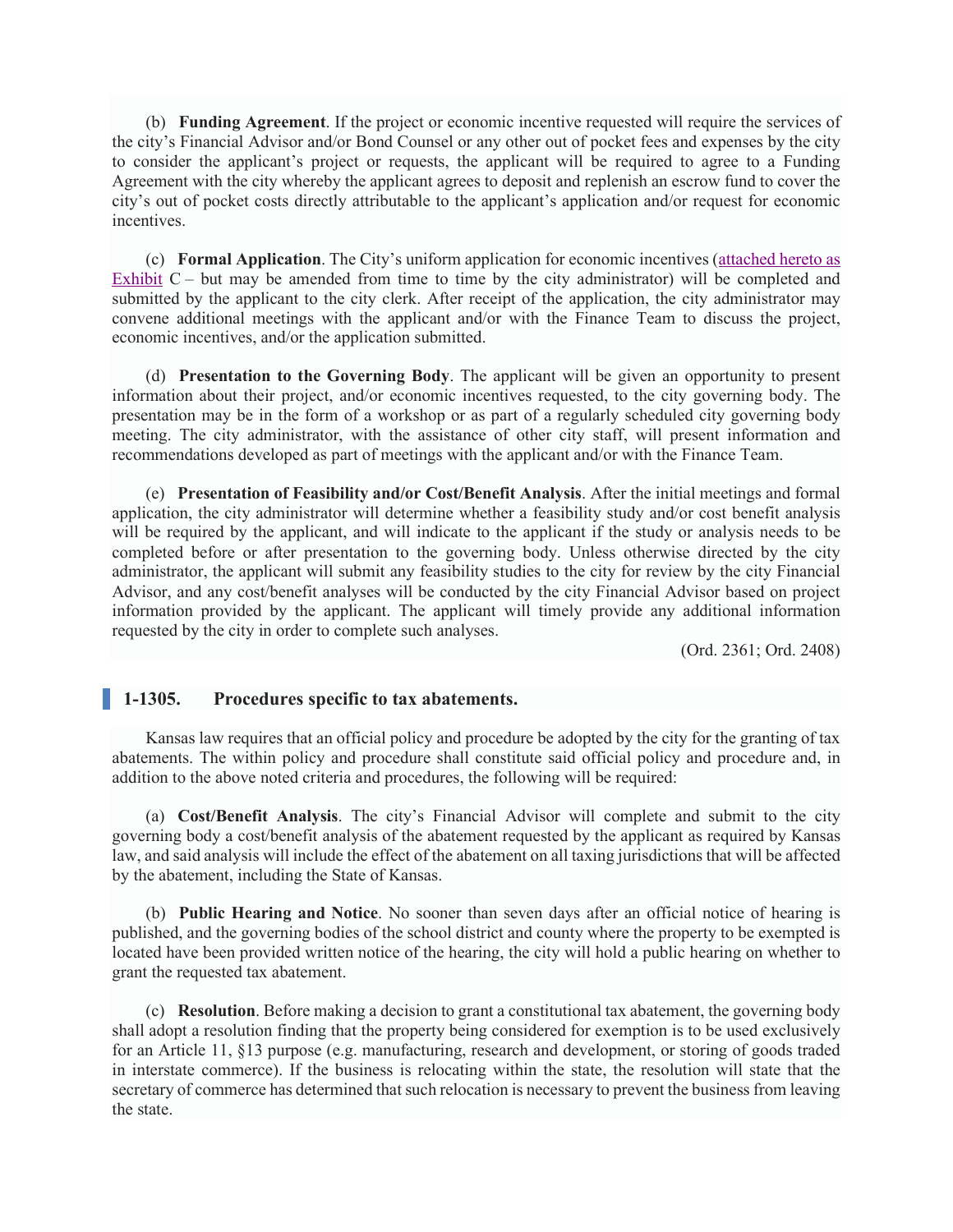(b) **Funding Agreement**. If the project or economic incentive requested will require the services of the city's Financial Advisor and/or Bond Counsel or any other out of pocket fees and expenses by the city to consider the applicant's project or requests, the applicant will be required to agree to a Funding Agreement with the city whereby the applicant agrees to deposit and replenish an escrow fund to cover the city's out of pocket costs directly attributable to the applicant's application and/or request for economic incentives.

(c) **Formal Application**. The City's uniform application for economic incentives (attached hereto as Exhibit C – but may be amended from time to time by the city administrator) will be completed and submitted by the applicant to the city clerk. After receipt of the application, the city administrator may convene additional meetings with the applicant and/or with the Finance Team to discuss the project, economic incentives, and/or the application submitted.

(d) **Presentation to the Governing Body**. The applicant will be given an opportunity to present information about their project, and/or economic incentives requested, to the city governing body. The presentation may be in the form of a workshop or as part of a regularly scheduled city governing body meeting. The city administrator, with the assistance of other city staff, will present information and recommendations developed as part of meetings with the applicant and/or with the Finance Team.

(e) **Presentation of Feasibility and/or Cost/Benefit Analysis**. After the initial meetings and formal application, the city administrator will determine whether a feasibility study and/or cost benefit analysis will be required by the applicant, and will indicate to the applicant if the study or analysis needs to be completed before or after presentation to the governing body. Unless otherwise directed by the city administrator, the applicant will submit any feasibility studies to the city for review by the city Financial Advisor, and any cost/benefit analyses will be conducted by the city Financial Advisor based on project information provided by the applicant. The applicant will timely provide any additional information requested by the city in order to complete such analyses.

(Ord. 2361; Ord. 2408)

## 1-1305. Procedures specific to tax abatements.

Kansas law requires that an official policy and procedure be adopted by the city for the granting of tax abatements. The within policy and procedure shall constitute said official policy and procedure and, in addition to the above noted criteria and procedures, the following will be required:

(a) **Cost/Benefit Analysis**. The city's Financial Advisor will complete and submit to the city governing body a cost/benefit analysis of the abatement requested by the applicant as required by Kansas law, and said analysis will include the effect of the abatement on all taxing jurisdictions that will be affected by the abatement, including the State of Kansas.

(b) **Public Hearing and Notice**. No sooner than seven days after an official notice of hearing is published, and the governing bodies of the school district and county where the property to be exempted is located have been provided written notice of the hearing, the city will hold a public hearing on whether to grant the requested tax abatement.

(c) **Resolution**. Before making a decision to grant a constitutional tax abatement, the governing body shall adopt a resolution finding that the property being considered for exemption is to be used exclusively for an Article 11, §13 purpose (e.g. manufacturing, research and development, or storing of goods traded in interstate commerce). If the business is relocating within the state, the resolution will state that the secretary of commerce has determined that such relocation is necessary to prevent the business from leaving the state.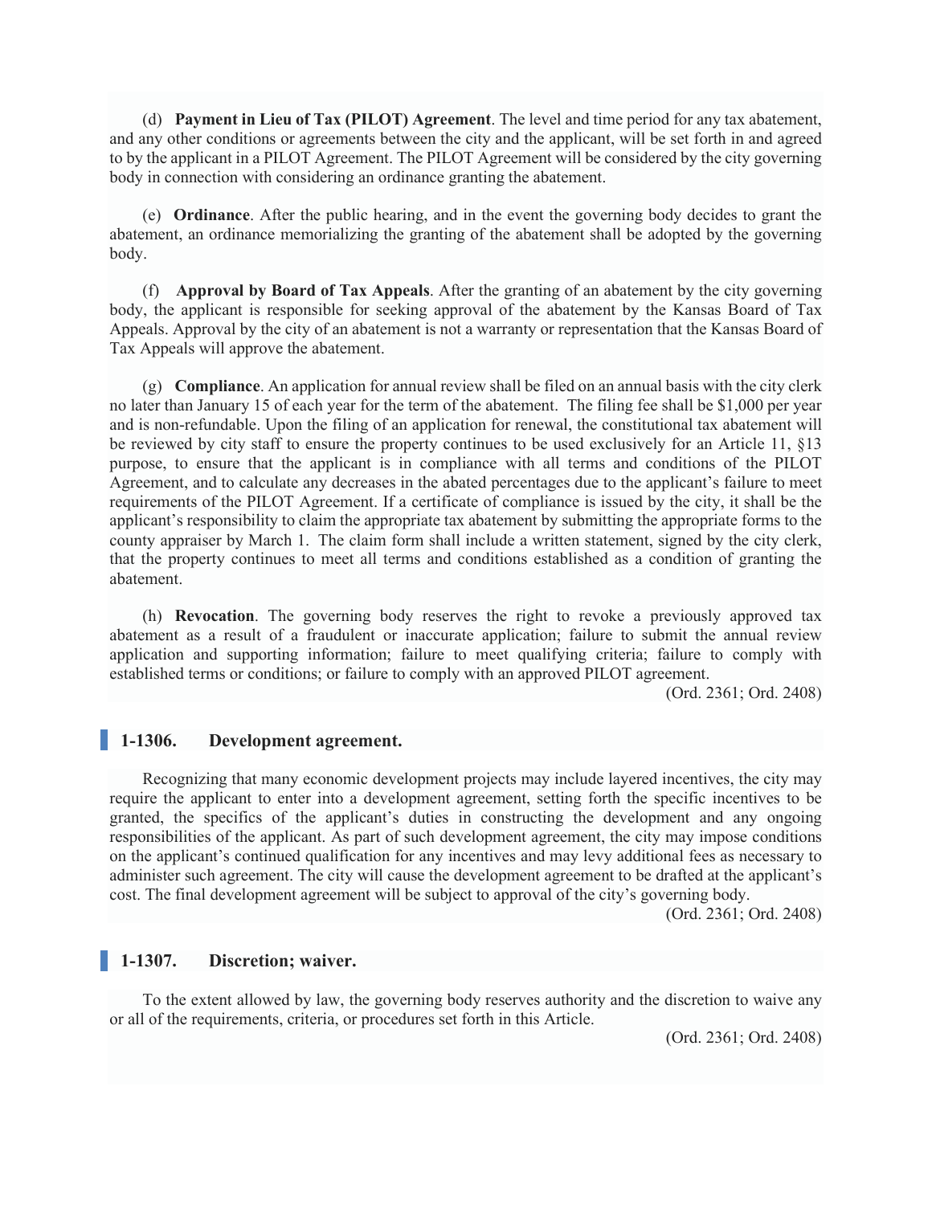(d) **Payment in Lieu of Tax (PILOT) Agreement**. The level and time period for any tax abatement, and any other conditions or agreements between the city and the applicant, will be set forth in and agreed to by the applicant in a PILOT Agreement. The PILOT Agreement will be considered by the city governing body in connection with considering an ordinance granting the abatement.

(e) **Ordinance**. After the public hearing, and in the event the governing body decides to grant the abatement, an ordinance memorializing the granting of the abatement shall be adopted by the governing body.

(f) **Approval by Board of Tax Appeals**. After the granting of an abatement by the city governing body, the applicant is responsible for seeking approval of the abatement by the Kansas Board of Tax Appeals. Approval by the city of an abatement is not a warranty or representation that the Kansas Board of Tax Appeals will approve the abatement.

(g) **Compliance**. An application for annual review shall be filed on an annual basis with the city clerk no later than January 15 of each year for the term of the abatement. The filing fee shall be $1,000 per year and is non-refundable. Upon the filing of an application for renewal, the constitutional tax abatement will be reviewed by city staff to ensure the property continues to be used exclusively for an Article 11, §13 purpose, to ensure that the applicant is in compliance with all terms and conditions of the PILOT Agreement, and to calculate any decreases in the abated percentages due to the applicant's failure to meet requirements of the PILOT Agreement. If a certificate of compliance is issued by the city, it shall be the applicant's responsibility to claim the appropriate tax abatement by submitting the appropriate forms to the county appraiser by March 1. The claim form shall include a written statement, signed by the city clerk, that the property continues to meet all terms and conditions established as a condition of granting the abatement.

(h) **Revocation**. The governing body reserves the right to revoke a previously approved tax abatement as a result of a fraudulent or inaccurate application; failure to submit the annual review application and supporting information; failure to meet qualifying criteria; failure to comply with established terms or conditions; or failure to comply with an approved PILOT agreement.

(Ord. 2361; Ord. 2408)

## 1-1306. Development agreement.

Recognizing that many economic development projects may include layered incentives, the city may require the applicant to enter into a development agreement, setting forth the specific incentives to be granted, the specifics of the applicant's duties in constructing the development and any ongoing responsibilities of the applicant. As part of such development agreement, the city may impose conditions on the applicant's continued qualification for any incentives and may levy additional fees as necessary to administer such agreement. The city will cause the development agreement to be drafted at the applicant's cost. The final development agreement will be subject to approval of the city's governing body.

(Ord. 2361; Ord. 2408)

## 1-1307. Discretion; waiver.

To the extent allowed by law, the governing body reserves authority and the discretion to waive any or all of the requirements, criteria, or procedures set forth in this Article.

(Ord. 2361; Ord. 2408)